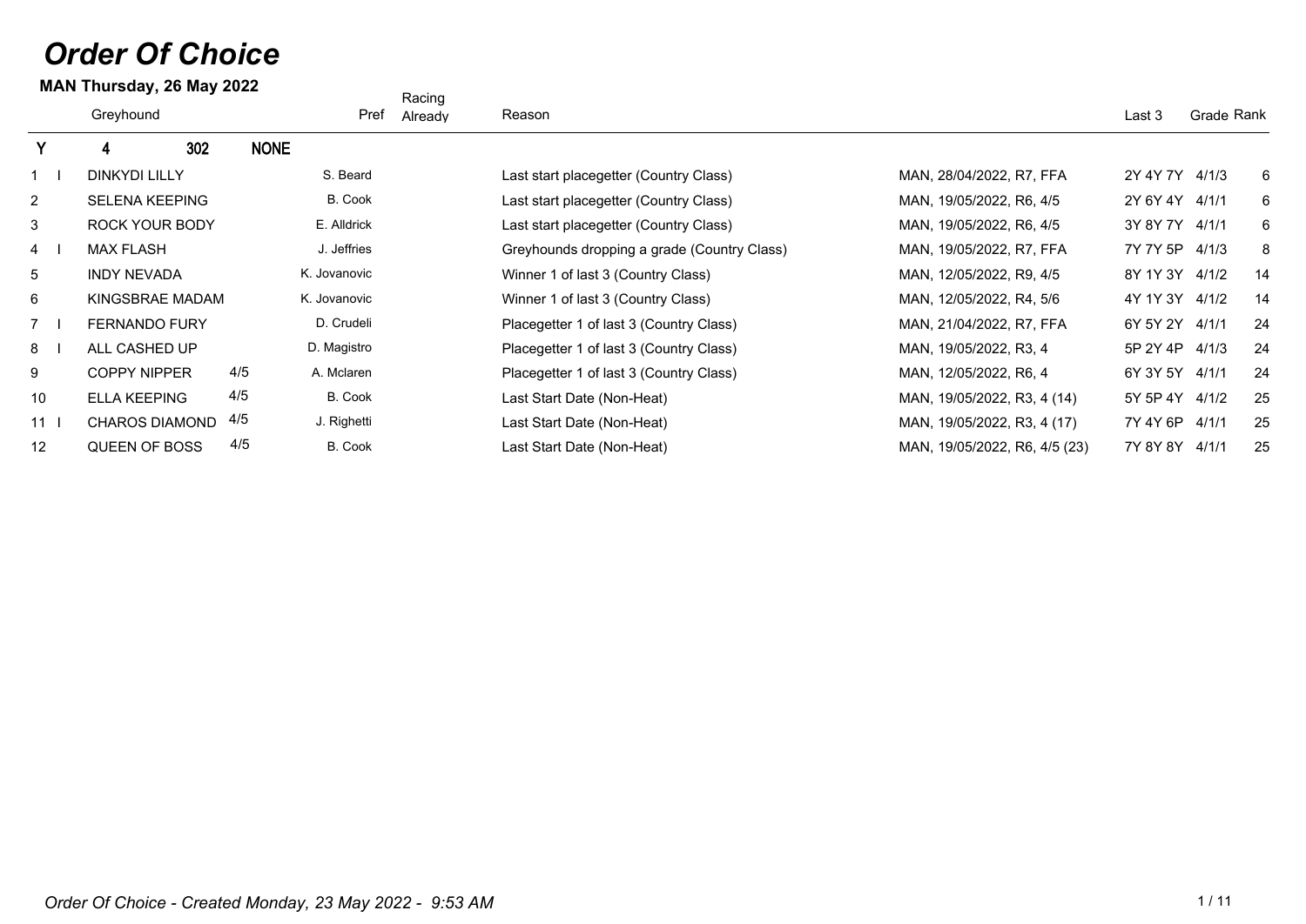# Order Of Choice

**MAN Thursday, 26 May 2022**

| | | Greyhound | | Pref | Racing Already | Reason | | Last 3 | Grade | Rank |
|---|---|---|---|---|---|---|---|---|---|---|
| **Y** | | **4** | **302** | **NONE** | | | | | | |
| 1 | I | DINKYDI LILLY | | S. Beard | | Last start placegetter (Country Class) | MAN, 28/04/2022, R7, FFA | 2Y 4Y 7Y | 4/1/3 | 6 |
| 2 | | SELENA KEEPING | | B. Cook | | Last start placegetter (Country Class) | MAN, 19/05/2022, R6, 4/5 | 2Y 6Y 4Y | 4/1/1 | 6 |
| 3 | | ROCK YOUR BODY | | E. Alldrick | | Last start placegetter (Country Class) | MAN, 19/05/2022, R6, 4/5 | 3Y 8Y 7Y | 4/1/1 | 6 |
| 4 | I | MAX FLASH | | J. Jeffries | | Greyhounds dropping a grade (Country Class) | MAN, 19/05/2022, R7, FFA | 7Y 7Y 5P | 4/1/3 | 8 |
| 5 | | INDY NEVADA | | K. Jovanovic | | Winner 1 of last 3 (Country Class) | MAN, 12/05/2022, R9, 4/5 | 8Y 1Y 3Y | 4/1/2 | 14 |
| 6 | | KINGSBRAE MADAM | | K. Jovanovic | | Winner 1 of last 3 (Country Class) | MAN, 12/05/2022, R4, 5/6 | 4Y 1Y 3Y | 4/1/2 | 14 |
| 7 | I | FERNANDO FURY | | D. Crudeli | | Placegetter 1 of last 3 (Country Class) | MAN, 21/04/2022, R7, FFA | 6Y 5Y 2Y | 4/1/1 | 24 |
| 8 | I | ALL CASHED UP | | D. Magistro | | Placegetter 1 of last 3 (Country Class) | MAN, 19/05/2022, R3, 4 | 5P 2Y 4P | 4/1/3 | 24 |
| 9 | | COPPY NIPPER | 4/5 | A. Mclaren | | Placegetter 1 of last 3 (Country Class) | MAN, 12/05/2022, R6, 4 | 6Y 3Y 5Y | 4/1/1 | 24 |
| 10 | | ELLA KEEPING | 4/5 | B. Cook | | Last Start Date (Non-Heat) | MAN, 19/05/2022, R3, 4 (14) | 5Y 5P 4Y | 4/1/2 | 25 |
| 11 | I | CHAROS DIAMOND | 4/5 | J. Righetti | | Last Start Date (Non-Heat) | MAN, 19/05/2022, R3, 4 (17) | 7Y 4Y 6P | 4/1/1 | 25 |
| 12 | | QUEEN OF BOSS | 4/5 | B. Cook | | Last Start Date (Non-Heat) | MAN, 19/05/2022, R6, 4/5 (23) | 7Y 8Y 8Y | 4/1/1 | 25 |

*Order Of Choice - Created Monday, 23 May 2022 - 9:53 AM*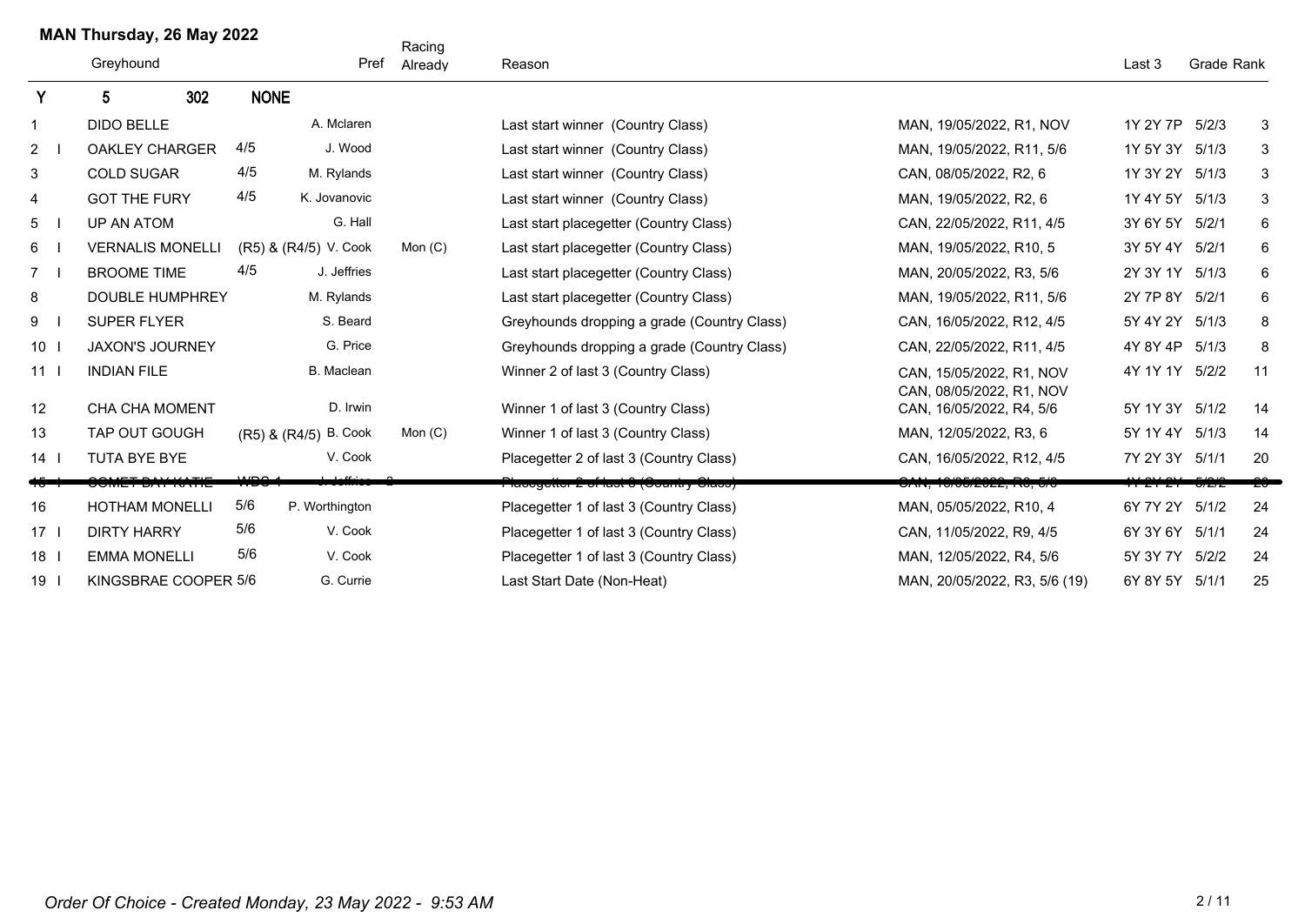## MAN Thursday, 26 May 2022

| | Greyhound | Pref | | Racing Already | Reason | | Last 3 | Grade | Rank |
|---|---|---|---|---|---|---|---|---|---|
| **Y** | **5 302** | **NONE** | | | | | | | |
| 1 | DIDO BELLE | | A. Mclaren | | Last start winner (Country Class) | MAN, 19/05/2022, R1, NOV | 1Y 2Y 7P | 5/2/3 | 3 |
| 2 I | OAKLEY CHARGER | 4/5 | J. Wood | | Last start winner (Country Class) | MAN, 19/05/2022, R11, 5/6 | 1Y 5Y 3Y | 5/1/3 | 3 |
| 3 | COLD SUGAR | 4/5 | M. Rylands | | Last start winner (Country Class) | CAN, 08/05/2022, R2, 6 | 1Y 3Y 2Y | 5/1/3 | 3 |
| 4 | GOT THE FURY | 4/5 | K. Jovanovic | | Last start winner (Country Class) | MAN, 19/05/2022, R2, 6 | 1Y 4Y 5Y | 5/1/3 | 3 |
| 5 I | UP AN ATOM | | G. Hall | | Last start placegetter (Country Class) | CAN, 22/05/2022, R11, 4/5 | 3Y 6Y 5Y | 5/2/1 | 6 |
| 6 I | VERNALIS MONELLI | (R5) & (R4/5) | V. Cook | Mon (C) | Last start placegetter (Country Class) | MAN, 19/05/2022, R10, 5 | 3Y 5Y 4Y | 5/2/1 | 6 |
| 7 I | BROOME TIME | 4/5 | J. Jeffries | | Last start placegetter (Country Class) | MAN, 20/05/2022, R3, 5/6 | 2Y 3Y 1Y | 5/1/3 | 6 |
| 8 | DOUBLE HUMPHREY | | M. Rylands | | Last start placegetter (Country Class) | MAN, 19/05/2022, R11, 5/6 | 2Y 7P 8Y | 5/2/1 | 6 |
| 9 I | SUPER FLYER | | S. Beard | | Greyhounds dropping a grade (Country Class) | CAN, 16/05/2022, R12, 4/5 | 5Y 4Y 2Y | 5/1/3 | 8 |
| 10 I | JAXON'S JOURNEY | | G. Price | | Greyhounds dropping a grade (Country Class) | CAN, 22/05/2022, R11, 4/5 | 4Y 8Y 4P | 5/1/3 | 8 |
| 11 I | INDIAN FILE | | B. Maclean | | Winner 2 of last 3 (Country Class) | CAN, 15/05/2022, R1, NOV CAN, 08/05/2022, R1, NOV | 4Y 1Y 1Y | 5/2/2 | 11 |
| 12 | CHA CHA MOMENT | | D. Irwin | | Winner 1 of last 3 (Country Class) | CAN, 16/05/2022, R4, 5/6 | 5Y 1Y 3Y | 5/1/2 | 14 |
| 13 | TAP OUT GOUGH | (R5) & (R4/5) | B. Cook | Mon (C) | Winner 1 of last 3 (Country Class) | MAN, 12/05/2022, R3, 6 | 5Y 1Y 4Y | 5/1/3 | 14 |
| 14 I | TUTA BYE BYE | | V. Cook | | Placegetter 2 of last 3 (Country Class) | CAN, 16/05/2022, R12, 4/5 | 7Y 2Y 3Y | 5/1/1 | 20 |
| ~~15 I~~ | ~~COMET BAY KATIE~~ | ~~WDS 1~~ | ~~J. Jeffries~~ | ~~2~~ | ~~Placegetter 2 of last 3 (Country Class)~~ | ~~CAN, 16/05/2022, R3, 5/6~~ | ~~1Y 2Y 2Y~~ | ~~5/2/2~~ | ~~20~~ |
| 16 | HOTHAM MONELLI | 5/6 | P. Worthington | | Placegetter 1 of last 3 (Country Class) | MAN, 05/05/2022, R10, 4 | 6Y 7Y 2Y | 5/1/2 | 24 |
| 17 I | DIRTY HARRY | 5/6 | V. Cook | | Placegetter 1 of last 3 (Country Class) | CAN, 11/05/2022, R9, 4/5 | 6Y 3Y 6Y | 5/1/1 | 24 |
| 18 I | EMMA MONELLI | 5/6 | V. Cook | | Placegetter 1 of last 3 (Country Class) | MAN, 12/05/2022, R4, 5/6 | 5Y 3Y 7Y | 5/2/2 | 24 |
| 19 I | KINGSBRAE COOPER | 5/6 | G. Currie | | Last Start Date (Non-Heat) | MAN, 20/05/2022, R3, 5/6 (19) | 6Y 8Y 5Y | 5/1/1 | 25 |

*Order Of Choice - Created Monday, 23 May 2022 - 9:53 AM*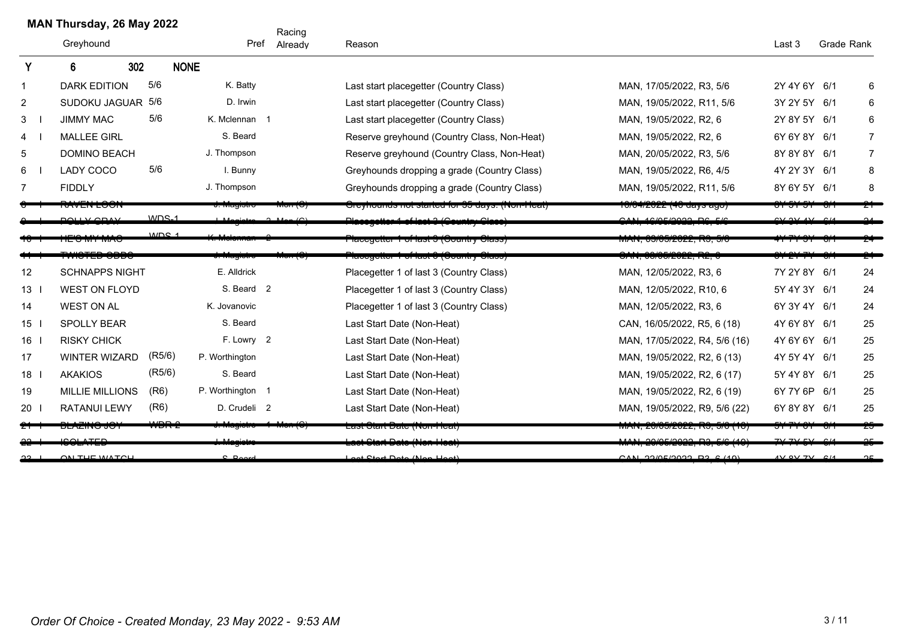**MAN Thursday, 26 May 2022**

| | Greyhound | | Pref | Racing Already | Reason | | Last 3 | Grade | Rank |
|---|---|---|---|---|---|---|---|---|---|
| Y | 6 | 302 | NONE | | | | | | |
| 1 | DARK EDITION | 5/6 | K. Batty | | Last start placegetter (Country Class) | MAN, 17/05/2022, R3, 5/6 | 2Y 4Y 6Y | 6/1 | 6 |
| 2 | SUDOKU JAGUAR | 5/6 | D. Irwin | | Last start placegetter (Country Class) | MAN, 19/05/2022, R11, 5/6 | 3Y 2Y 5Y | 6/1 | 6 |
| 3 I | JIMMY MAC | 5/6 | K. Mclennan | 1 | Last start placegetter (Country Class) | MAN, 19/05/2022, R2, 6 | 2Y 8Y 5Y | 6/1 | 6 |
| 4 I | MALLEE GIRL | | S. Beard | | Reserve greyhound (Country Class, Non-Heat) | MAN, 19/05/2022, R2, 6 | 6Y 6Y 8Y | 6/1 | 7 |
| 5 | DOMINO BEACH | | J. Thompson | | Reserve greyhound (Country Class, Non-Heat) | MAN, 20/05/2022, R3, 5/6 | 8Y 8Y 8Y | 6/1 | 7 |
| 6 I | LADY COCO | 5/6 | I. Bunny | | Greyhounds dropping a grade (Country Class) | MAN, 19/05/2022, R6, 4/5 | 4Y 2Y 3Y | 6/1 | 8 |
| 7 | FIDDLY | | J. Thompson | | Greyhounds dropping a grade (Country Class) | MAN, 19/05/2022, R11, 5/6 | 8Y 6Y 5Y | 6/1 | 8 |
| ~~8 I~~ | ~~RAVEN LOON~~ | | ~~J. Magistro~~ | ~~Mon (C)~~ | ~~Greyhounds not started for 35 days. (Non-Heat)~~ | ~~10/04/2022 (46 days ago)~~ | ~~6Y 5Y 5Y~~ | ~~6/1~~ | ~~21~~ |
| ~~9 I~~ | ~~POLLY GRAY~~ | ~~WDS-1~~ | ~~J. Magistro~~ | ~~2 Mon (C)~~ | ~~Placegetter 1 of last 3 (Country Class)~~ | ~~CAN, 16/05/2022, R6, 5/6~~ | ~~6Y 3Y 4Y~~ | ~~6/1~~ | ~~24~~ |
| ~~10 I~~ | ~~HE'S MY MAC~~ | ~~WDS-1~~ | ~~K. Mclennan~~ | ~~2~~ | ~~Placegetter 1 of last 3 (Country Class)~~ | ~~MAN, 03/05/2022, R3, 5/6~~ | ~~4Y 7Y 3Y~~ | ~~6/1~~ | ~~24~~ |
| ~~11 I~~ | ~~TWISTED ODDS~~ | | ~~J. Magistro~~ | ~~Mon (C)~~ | ~~Placegetter 1 of last 3 (Country Class)~~ | ~~CAN, 09/05/2022, R2, 6~~ | ~~6Y 2Y 7Y~~ | ~~6/1~~ | ~~24~~ |
| 12 | SCHNAPPS NIGHT | | E. Alldrick | | Placegetter 1 of last 3 (Country Class) | MAN, 12/05/2022, R3, 6 | 7Y 2Y 8Y | 6/1 | 24 |
| 13 I | WEST ON FLOYD | | S. Beard | 2 | Placegetter 1 of last 3 (Country Class) | MAN, 12/05/2022, R10, 6 | 5Y 4Y 3Y | 6/1 | 24 |
| 14 | WEST ON AL | | K. Jovanovic | | Placegetter 1 of last 3 (Country Class) | MAN, 12/05/2022, R3, 6 | 6Y 3Y 4Y | 6/1 | 24 |
| 15 I | SPOLLY BEAR | | S. Beard | | Last Start Date (Non-Heat) | CAN, 16/05/2022, R5, 6 (18) | 4Y 6Y 8Y | 6/1 | 25 |
| 16 I | RISKY CHICK | | F. Lowry | 2 | Last Start Date (Non-Heat) | MAN, 17/05/2022, R4, 5/6 (16) | 4Y 6Y 6Y | 6/1 | 25 |
| 17 | WINTER WIZARD | (R5/6) | P. Worthington | | Last Start Date (Non-Heat) | MAN, 19/05/2022, R2, 6 (13) | 4Y 5Y 4Y | 6/1 | 25 |
| 18 I | AKAKIOS | (R5/6) | S. Beard | | Last Start Date (Non-Heat) | MAN, 19/05/2022, R2, 6 (17) | 5Y 4Y 8Y | 6/1 | 25 |
| 19 | MILLIE MILLIONS | (R6) | P. Worthington | 1 | Last Start Date (Non-Heat) | MAN, 19/05/2022, R2, 6 (19) | 6Y 7Y 6P | 6/1 | 25 |
| 20 I | RATANUI LEWY | (R6) | D. Crudeli | 2 | Last Start Date (Non-Heat) | MAN, 19/05/2022, R9, 5/6 (22) | 6Y 8Y 8Y | 6/1 | 25 |
| ~~21 I~~ | ~~BLAZING JOY~~ | ~~WDR-2~~ | ~~J. Magistro~~ | ~~1 Mon (C)~~ | ~~Last Start Date (Non-Heat)~~ | ~~MAN, 20/05/2022, R3, 5/6 (18)~~ | ~~5Y 7Y 8Y~~ | ~~6/1~~ | ~~25~~ |
| ~~22 I~~ | ~~ISOLATED~~ | | ~~J. Magistro~~ | | ~~Last Start Date (Non-Heat)~~ | ~~MAN, 20/05/2022, R3, 5/6 (19)~~ | ~~7Y 7Y 5Y~~ | ~~6/1~~ | ~~25~~ |
| ~~23 I~~ | ~~ON THE WATCH~~ | | ~~S. Beard~~ | | ~~Last Start Date (Non-Heat)~~ | ~~CAN, 23/05/2022, R3, 6 (19)~~ | ~~4Y 8Y 7Y~~ | ~~6/1~~ | ~~25~~ |

*Order Of Choice - Created Monday, 23 May 2022 - 9:53 AM*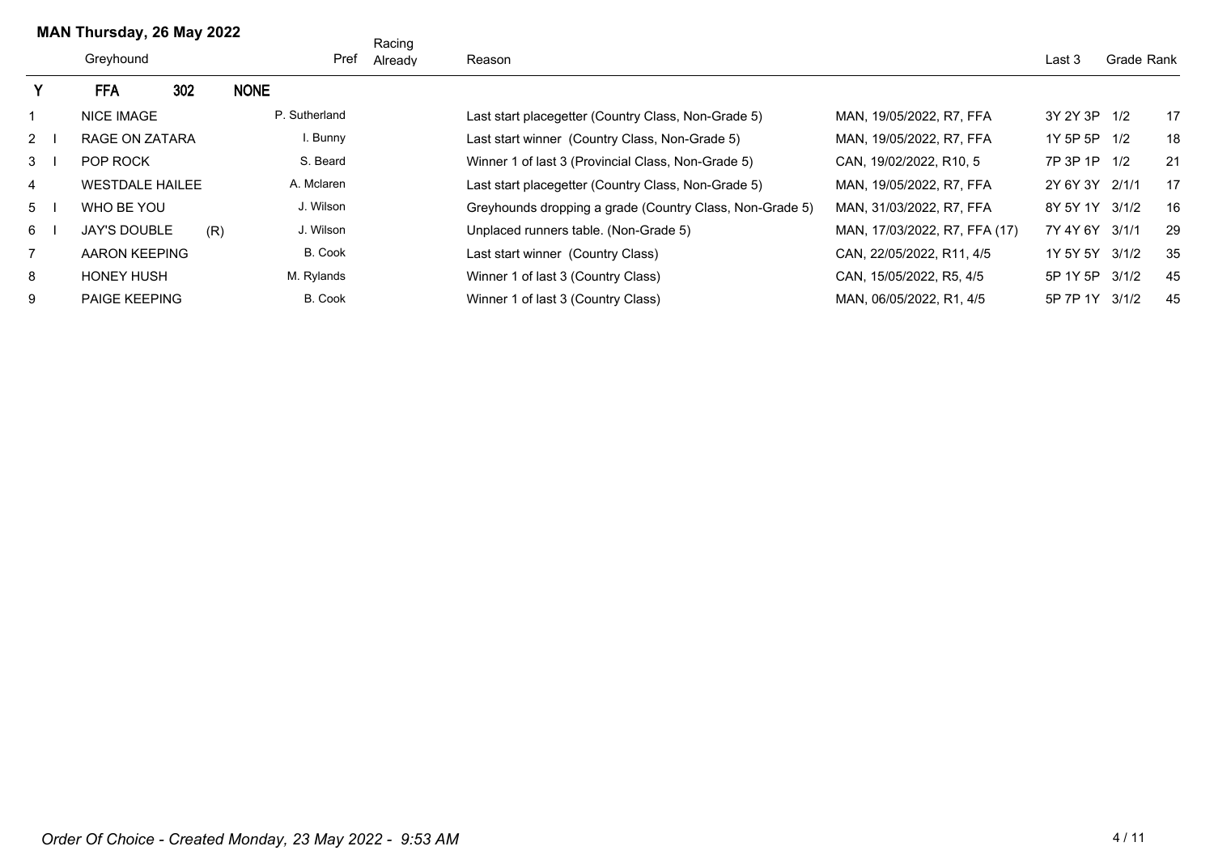**MAN Thursday, 26 May 2022**

| | | Greyhound | | Pref | Racing Already | Reason | | Last 3 | Grade | Rank |
|---|---|---|---|---|---|---|---|---|---|---|
| **Y** | | **FFA** | **302** | **NONE** | | | | | | |
| 1 | | NICE IMAGE | | P. Sutherland | | Last start placegetter (Country Class, Non-Grade 5) | MAN, 19/05/2022, R7, FFA | 3Y 2Y 3P | 1/2 | 17 |
| 2 | I | RAGE ON ZATARA | | I. Bunny | | Last start winner (Country Class, Non-Grade 5) | MAN, 19/05/2022, R7, FFA | 1Y 5P 5P | 1/2 | 18 |
| 3 | I | POP ROCK | | S. Beard | | Winner 1 of last 3 (Provincial Class, Non-Grade 5) | CAN, 19/02/2022, R10, 5 | 7P 3P 1P | 1/2 | 21 |
| 4 | | WESTDALE HAILEE | | A. Mclaren | | Last start placegetter (Country Class, Non-Grade 5) | MAN, 19/05/2022, R7, FFA | 2Y 6Y 3Y | 2/1/1 | 17 |
| 5 | I | WHO BE YOU | | J. Wilson | | Greyhounds dropping a grade (Country Class, Non-Grade 5) | MAN, 31/03/2022, R7, FFA | 8Y 5Y 1Y | 3/1/2 | 16 |
| 6 | I | JAY'S DOUBLE | (R) | J. Wilson | | Unplaced runners table. (Non-Grade 5) | MAN, 17/03/2022, R7, FFA (17) | 7Y 4Y 6Y | 3/1/1 | 29 |
| 7 | | AARON KEEPING | | B. Cook | | Last start winner (Country Class) | CAN, 22/05/2022, R11, 4/5 | 1Y 5Y 5Y | 3/1/2 | 35 |
| 8 | | HONEY HUSH | | M. Rylands | | Winner 1 of last 3 (Country Class) | CAN, 15/05/2022, R5, 4/5 | 5P 1Y 5P | 3/1/2 | 45 |
| 9 | | PAIGE KEEPING | | B. Cook | | Winner 1 of last 3 (Country Class) | MAN, 06/05/2022, R1, 4/5 | 5P 7P 1Y | 3/1/2 | 45 |

*Order Of Choice - Created Monday, 23 May 2022 - 9:53 AM*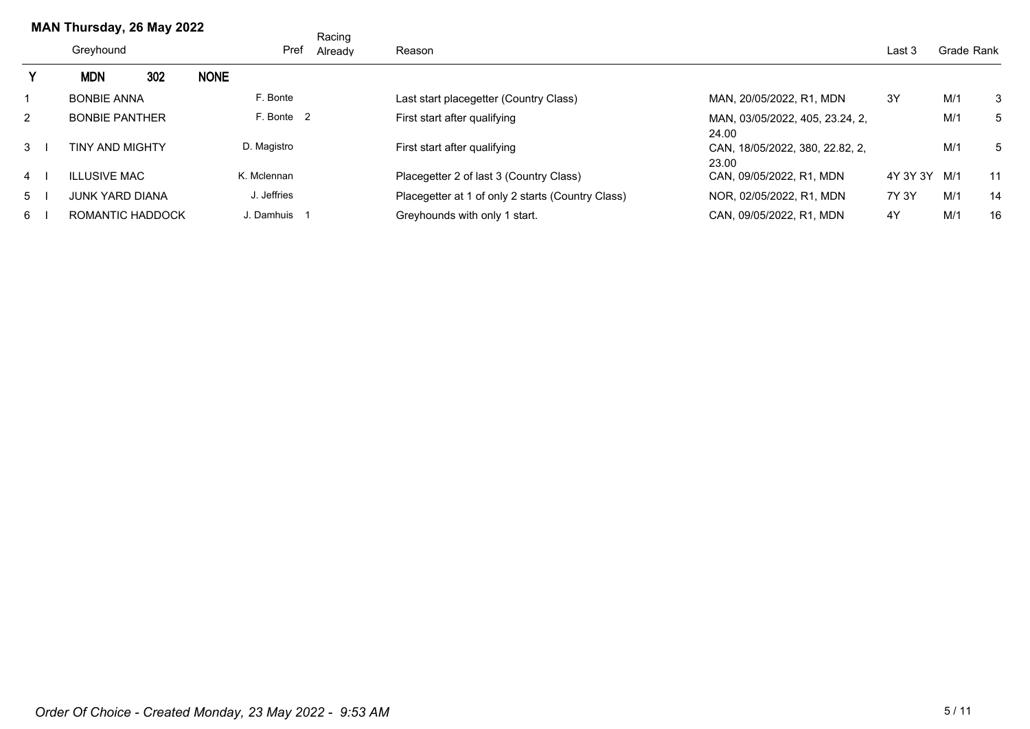## MAN Thursday, 26 May 2022

| | | Greyhound | Pref | Racing Already | Reason | | Last 3 | Grade | Rank |
|---|---|---|---|---|---|---|---|---|---|
| **Y** | | **MDN 302 NONE** | | | | | | | |
| 1 | | BONBIE ANNA | F. Bonte | | Last start placegetter (Country Class) | MAN, 20/05/2022, R1, MDN | 3Y | M/1 | 3 |
| 2 | | BONBIE PANTHER | F. Bonte | 2 | First start after qualifying | MAN, 03/05/2022, 405, 23.24, 2, 24.00 | | M/1 | 5 |
| 3 | I | TINY AND MIGHTY | D. Magistro | | First start after qualifying | CAN, 18/05/2022, 380, 22.82, 2, 23.00 | | M/1 | 5 |
| 4 | I | ILLUSIVE MAC | K. Mclennan | | Placegetter 2 of last 3 (Country Class) | CAN, 09/05/2022, R1, MDN | 4Y 3Y 3Y | M/1 | 11 |
| 5 | I | JUNK YARD DIANA | J. Jeffries | | Placegetter at 1 of only 2 starts (Country Class) | NOR, 02/05/2022, R1, MDN | 7Y 3Y | M/1 | 14 |
| 6 | I | ROMANTIC HADDOCK | J. Damhuis | 1 | Greyhounds with only 1 start. | CAN, 09/05/2022, R1, MDN | 4Y | M/1 | 16 |

*Order Of Choice - Created Monday, 23 May 2022 - 9:53 AM*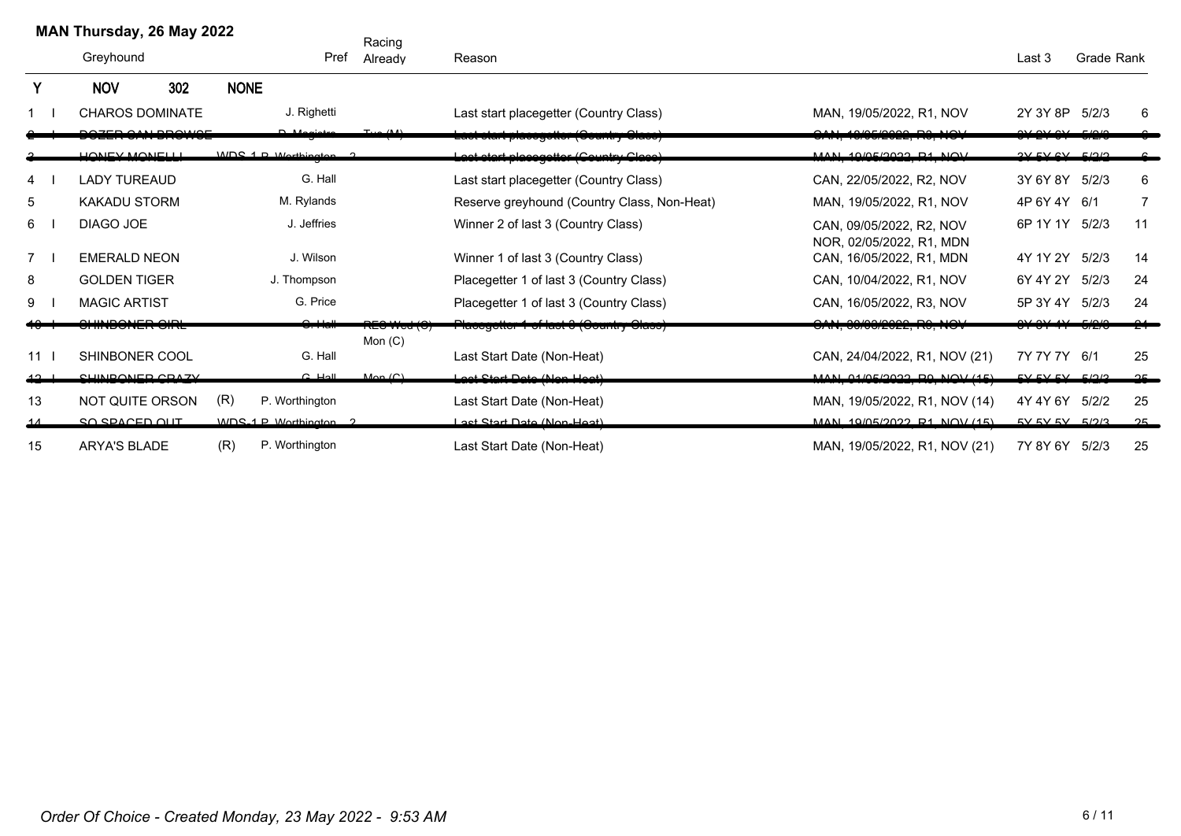## MAN Thursday, 26 May 2022

| | | Greyhound | | Pref | Racing Already | Reason | | Last 3 | Grade | Rank |
|---|---|---|---|---|---|---|---|---|---|---|
| **Y** | | **NOV 302** | **NONE** | | | | | | | |
| 1 | I | CHAROS DOMINATE | | J. Righetti | | Last start placegetter (Country Class) | MAN, 19/05/2022, R1, NOV | 2Y 3Y 8P | 5/2/3 | 6 |
| ~~2~~ | ~~I~~ | ~~DOZER CAN BROWSE~~ | | ~~D. Magistro~~ | ~~Tue (M)~~ | ~~Last start placegetter (Country Class)~~ | ~~CAN, 16/05/2022, R3, NOV~~ | ~~3Y 2Y 6Y~~ | ~~5/2/3~~ | ~~6~~ |
| ~~3~~ | | ~~HONEY MONELLI~~ | ~~WDS-1~~ | ~~P. Worthington~~ | ~~2~~ | ~~Last start placegetter (Country Class)~~ | ~~MAN, 19/05/2022, R1, NOV~~ | ~~3Y 5Y 6Y~~ | ~~5/2/2~~ | ~~6~~ |
| 4 | I | LADY TUREAUD | | G. Hall | | Last start placegetter (Country Class) | CAN, 22/05/2022, R2, NOV | 3Y 6Y 8Y | 5/2/3 | 6 |
| 5 | | KAKADU STORM | | M. Rylands | | Reserve greyhound (Country Class, Non-Heat) | MAN, 19/05/2022, R1, NOV | 4P 6Y 4Y | 6/1 | 7 |
| 6 | I | DIAGO JOE | | J. Jeffries | | Winner 2 of last 3 (Country Class) | CAN, 09/05/2022, R2, NOV<br>NOR, 02/05/2022, R1, MDN | 6P 1Y 1Y | 5/2/3 | 11 |
| 7 | I | EMERALD NEON | | J. Wilson | | Winner 1 of last 3 (Country Class) | CAN, 16/05/2022, R1, MDN | 4Y 1Y 2Y | 5/2/3 | 14 |
| 8 | | GOLDEN TIGER | | J. Thompson | | Placegetter 1 of last 3 (Country Class) | CAN, 10/04/2022, R1, NOV | 6Y 4Y 2Y | 5/2/3 | 24 |
| 9 | I | MAGIC ARTIST | | G. Price | | Placegetter 1 of last 3 (Country Class) | CAN, 16/05/2022, R3, NOV | 5P 3Y 4Y | 5/2/3 | 24 |
| ~~10~~ | ~~I~~ | ~~SHINBONER GIRL~~ | | ~~G. Hall~~ | ~~RES Wed (C)~~<br>Mon (C) | ~~Placegetter 1 of last 3 (Country Class)~~ | ~~CAN, 09/05/2022, R3, NOV~~ | ~~8Y 3Y 4Y~~ | ~~5/2/3~~ | ~~24~~ |
| 11 | I | SHINBONER COOL | | G. Hall | | Last Start Date (Non-Heat) | CAN, 24/04/2022, R1, NOV (21) | 7Y 7Y 7Y | 6/1 | 25 |
| ~~12~~ | ~~I~~ | ~~SHINBONER CRAZY~~ | | ~~G. Hall~~ | ~~Mon (C)~~ | ~~Last Start Date (Non-Heat)~~ | ~~MAN, 01/05/2022, R9, NOV (15)~~ | ~~5Y 5Y 5Y~~ | ~~5/2/3~~ | ~~25~~ |
| 13 | | NOT QUITE ORSON | (R) | P. Worthington | | Last Start Date (Non-Heat) | MAN, 19/05/2022, R1, NOV (14) | 4Y 4Y 6Y | 5/2/2 | 25 |
| ~~14~~ | | ~~SO SPACED OUT~~ | ~~WDS-1~~ | ~~P. Worthington~~ | ~~2~~ | ~~Last Start Date (Non-Heat)~~ | ~~MAN, 19/05/2022, R1, NOV (15)~~ | ~~5Y 5Y 5Y~~ | ~~5/2/3~~ | ~~25~~ |
| 15 | | ARYA'S BLADE | (R) | P. Worthington | | Last Start Date (Non-Heat) | MAN, 19/05/2022, R1, NOV (21) | 7Y 8Y 6Y | 5/2/3 | 25 |

*Order Of Choice - Created Monday, 23 May 2022 - 9:53 AM*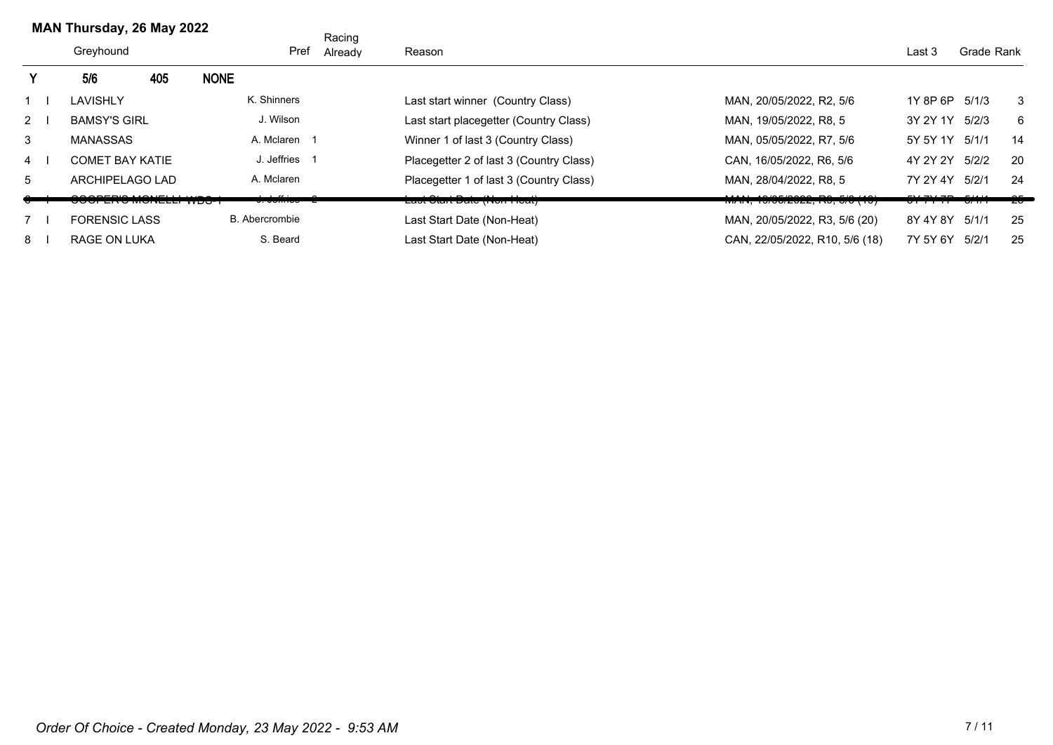## MAN Thursday, 26 May 2022

| | | Greyhound | Pref | Racing Already | Reason | | Last 3 | Grade | Rank |
|---|---|---|---|---|---|---|---|---|---|
| Y | | 5/6 405 NONE | | | | | | | |
| 1 | I | LAVISHLY | K. Shinners | | Last start winner (Country Class) | MAN, 20/05/2022, R2, 5/6 | 1Y 8P 6P | 5/1/3 | 3 |
| 2 | I | BAMSY'S GIRL | J. Wilson | | Last start placegetter (Country Class) | MAN, 19/05/2022, R8, 5 | 3Y 2Y 1Y | 5/2/3 | 6 |
| 3 | | MANASSAS | A. Mclaren | 1 | Winner 1 of last 3 (Country Class) | MAN, 05/05/2022, R7, 5/6 | 5Y 5Y 1Y | 5/1/1 | 14 |
| 4 | I | COMET BAY KATIE | J. Jeffries | 1 | Placegetter 2 of last 3 (Country Class) | CAN, 16/05/2022, R6, 5/6 | 4Y 2Y 2Y | 5/2/2 | 20 |
| 5 | | ARCHIPELAGO LAD | A. Mclaren | | Placegetter 1 of last 3 (Country Class) | MAN, 28/04/2022, R8, 5 | 7Y 2Y 4Y | 5/2/1 | 24 |
| ~~6~~ | ~~I~~ | ~~COOPER'S MONELLI WBS I~~ | ~~J. Jeffries~~ | ~~2~~ | ~~Last Start Date (Non-Heat)~~ | ~~MAN, 19/05/2022, R6, 5/6 (19)~~ | ~~5Y 7Y 7P~~ | ~~5/1/1~~ | ~~25~~ |
| 7 | I | FORENSIC LASS | B. Abercrombie | | Last Start Date (Non-Heat) | MAN, 20/05/2022, R3, 5/6 (20) | 8Y 4Y 8Y | 5/1/1 | 25 |
| 8 | I | RAGE ON LUKA | S. Beard | | Last Start Date (Non-Heat) | CAN, 22/05/2022, R10, 5/6 (18) | 7Y 5Y 6Y | 5/2/1 | 25 |

*Order Of Choice - Created Monday, 23 May 2022 - 9:53 AM*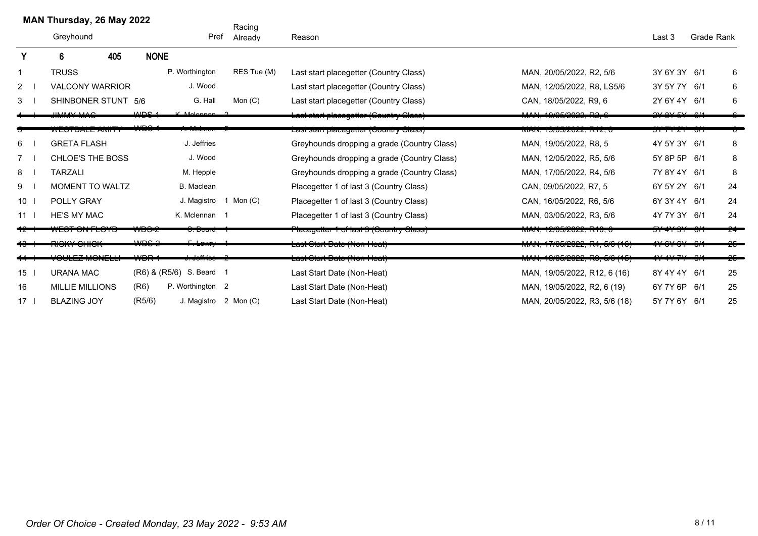**MAN Thursday, 26 May 2022**

| | Greyhound | | Pref | Racing Already | Reason | | Last 3 | Grade | Rank |
|---|---|---|---|---|---|---|---|---|---|
| **Y** | **6** | **405** | **NONE** | | | | | | |
| 1 | TRUSS | | P. Worthington | RES Tue (M) | Last start placegetter (Country Class) | MAN, 20/05/2022, R2, 5/6 | 3Y 6Y 3Y | 6/1 | 6 |
| 2 I | VALCONY WARRIOR | | J. Wood | | Last start placegetter (Country Class) | MAN, 12/05/2022, R8, LS5/6 | 3Y 5Y 7Y | 6/1 | 6 |
| 3 I | SHINBONER STUNT | 5/6 | G. Hall | Mon (C) | Last start placegetter (Country Class) | CAN, 18/05/2022, R9, 6 | 2Y 6Y 4Y | 6/1 | 6 |
| ~~4 I~~ | ~~JIMMY MAC~~ | ~~WDS 1~~ | ~~K. Mclennan 2~~ | | ~~Last start placegetter (Country Class)~~ | ~~MAN, 19/05/2022, R2, 6~~ | ~~2Y 8Y 5Y~~ | ~~6/1~~ | ~~6~~ |
| ~~5~~ | ~~WESTDALE AMITY~~ | ~~WDS 1~~ | ~~A. Mclaren 2~~ | | ~~Last start placegetter (Country Class)~~ | ~~MAN, 13/05/2022, R12, 6~~ | ~~3Y 7Y 2Y~~ | ~~6/1~~ | ~~6~~ |
| 6 I | GRETA FLASH | | J. Jeffries | | Greyhounds dropping a grade (Country Class) | MAN, 19/05/2022, R8, 5 | 4Y 5Y 3Y | 6/1 | 8 |
| 7 I | CHLOE'S THE BOSS | | J. Wood | | Greyhounds dropping a grade (Country Class) | MAN, 12/05/2022, R5, 5/6 | 5Y 8P 5P | 6/1 | 8 |
| 8 I | TARZALI | | M. Hepple | | Greyhounds dropping a grade (Country Class) | MAN, 17/05/2022, R4, 5/6 | 7Y 8Y 4Y | 6/1 | 8 |
| 9 I | MOMENT TO WALTZ | | B. Maclean | | Placegetter 1 of last 3 (Country Class) | CAN, 09/05/2022, R7, 5 | 6Y 5Y 2Y | 6/1 | 24 |
| 10 I | POLLY GRAY | | J. Magistro 1 | Mon (C) | Placegetter 1 of last 3 (Country Class) | CAN, 16/05/2022, R6, 5/6 | 6Y 3Y 4Y | 6/1 | 24 |
| 11 I | HE'S MY MAC | | K. Mclennan 1 | | Placegetter 1 of last 3 (Country Class) | MAN, 03/05/2022, R3, 5/6 | 4Y 7Y 3Y | 6/1 | 24 |
| ~~12 I~~ | ~~WEST ON FLOYD~~ | ~~WDS 2~~ | ~~S. Beard 1~~ | | ~~Placegetter 1 of last 3 (Country Class)~~ | ~~MAN, 12/05/2022, R10, 6~~ | ~~5Y 4Y 3Y~~ | ~~6/1~~ | ~~24~~ |
| ~~13 I~~ | ~~RICKY CHICK~~ | ~~WDS 2~~ | ~~F. Lowry 1~~ | | ~~Last Start Date (Non-Heat)~~ | ~~MAN, 17/05/2022, R4, 5/6 (16)~~ | ~~4Y 6Y 6Y~~ | ~~6/1~~ | ~~25~~ |
| ~~14 I~~ | ~~VOULEZ MONELLI~~ | ~~WDR 1~~ | ~~J. Jeffries 2~~ | | ~~Last Start Date (Non-Heat)~~ | ~~MAN, 19/05/2022, R8, 5/6 (15)~~ | ~~4Y 4Y 7Y~~ | ~~6/1~~ | ~~25~~ |
| 15 I | URANA MAC | (R6) & (R5/6) | S. Beard 1 | | Last Start Date (Non-Heat) | MAN, 19/05/2022, R12, 6 (16) | 8Y 4Y 4Y | 6/1 | 25 |
| 16 | MILLIE MILLIONS | (R6) | P. Worthington 2 | | Last Start Date (Non-Heat) | MAN, 19/05/2022, R2, 6 (19) | 6Y 7Y 6P | 6/1 | 25 |
| 17 I | BLAZING JOY | (R5/6) | J. Magistro 2 | Mon (C) | Last Start Date (Non-Heat) | MAN, 20/05/2022, R3, 5/6 (18) | 5Y 7Y 6Y | 6/1 | 25 |

*Order Of Choice - Created Monday, 23 May 2022 - 9:53 AM*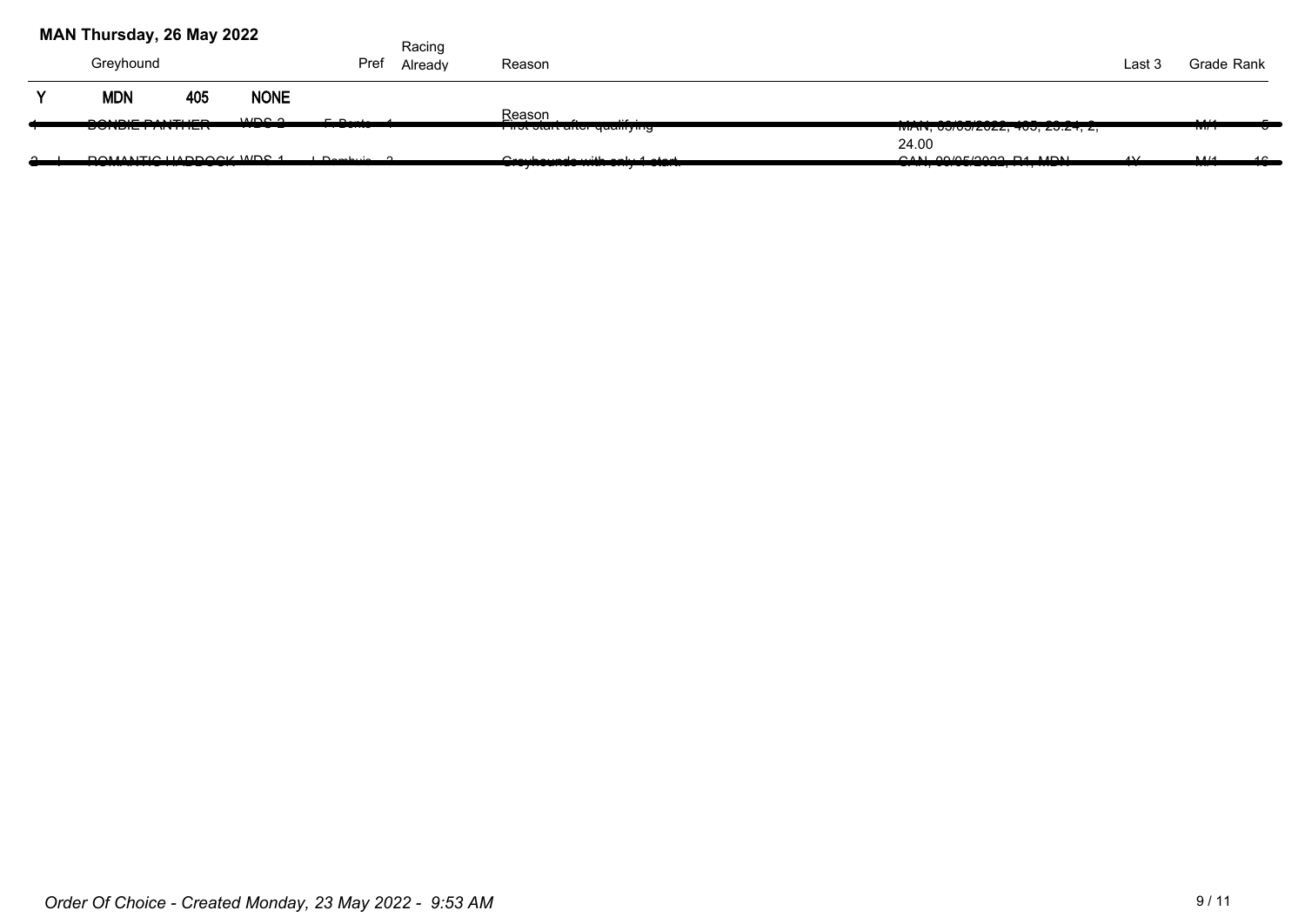## MAN Thursday, 26 May 2022

| | Greyhound | | | Pref | Racing Already | Reason | | Last 3 | Grade | Rank |
|---|---|---|---|---|---|---|---|---|---|---|
| Y | **MDN** | **405** | **NONE** | | | | | | | |
| 1 | ~~BONDIE PANTHER~~ | ~~WDS 2~~ | ~~F. Bonte~~ | ~~1~~ | | Reason ~~First start after qualifying~~ | ~~MAN, 03/05/2022, 405, 23.24, 2,~~ 24.00 | | ~~M/1~~ | ~~5~~ |
| ~~2~~ | ~~I~~ | ~~ROMANTIC HADDOCK~~ | ~~WDS 1~~ | ~~L. Dambuis~~ | ~~2~~ | ~~Greyhounds with only 1 start.~~ | ~~CAN, 09/05/2022, R1, MDN~~ | ~~4Y~~ | ~~M/1~~ | ~~16~~ |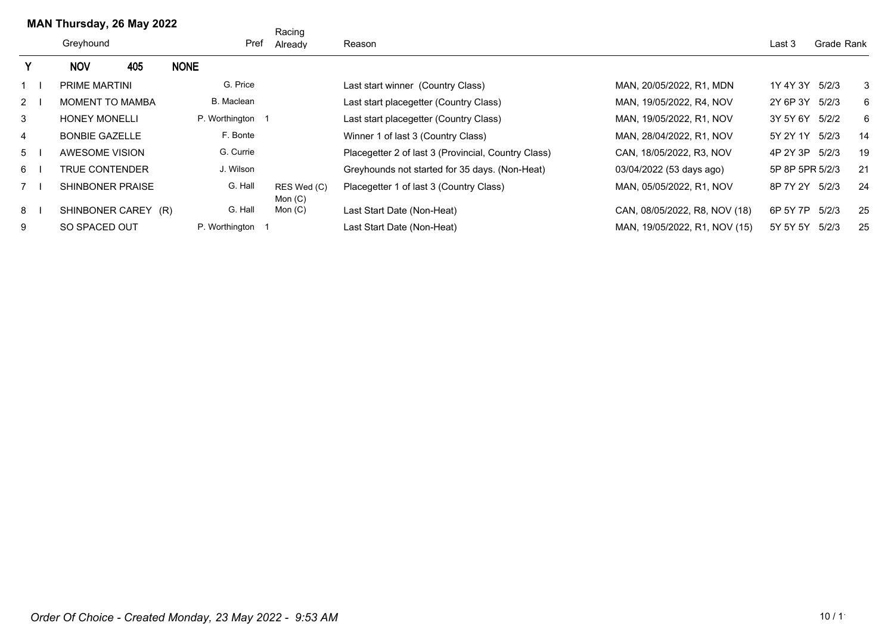**MAN Thursday, 26 May 2022**

| | | Greyhound | Pref | Racing Already | Reason | | Last 3 | Grade | Rank |
|---|---|---|---|---|---|---|---|---|---|
| **Y** | | **NOV 405 NONE** | | | | | | | |
| 1 | I | PRIME MARTINI | G. Price | | Last start winner (Country Class) | MAN, 20/05/2022, R1, MDN | 1Y 4Y 3Y | 5/2/3 | 3 |
| 2 | I | MOMENT TO MAMBA | B. Maclean | | Last start placegetter (Country Class) | MAN, 19/05/2022, R4, NOV | 2Y 6P 3Y | 5/2/3 | 6 |
| 3 | | HONEY MONELLI | P. Worthington 1 | | Last start placegetter (Country Class) | MAN, 19/05/2022, R1, NOV | 3Y 5Y 6Y | 5/2/2 | 6 |
| 4 | | BONBIE GAZELLE | F. Bonte | | Winner 1 of last 3 (Country Class) | MAN, 28/04/2022, R1, NOV | 5Y 2Y 1Y | 5/2/3 | 14 |
| 5 | I | AWESOME VISION | G. Currie | | Placegetter 2 of last 3 (Provincial, Country Class) | CAN, 18/05/2022, R3, NOV | 4P 2Y 3P | 5/2/3 | 19 |
| 6 | I | TRUE CONTENDER | J. Wilson | | Greyhounds not started for 35 days. (Non-Heat) | 03/04/2022 (53 days ago) | 5P 8P 5PR | 5/2/3 | 21 |
| 7 | I | SHINBONER PRAISE | G. Hall | RES Wed (C) Mon (C) | Placegetter 1 of last 3 (Country Class) | MAN, 05/05/2022, R1, NOV | 8P 7Y 2Y | 5/2/3 | 24 |
| 8 | I | SHINBONER CAREY (R) | G. Hall | Mon (C) | Last Start Date (Non-Heat) | CAN, 08/05/2022, R8, NOV (18) | 6P 5Y 7P | 5/2/3 | 25 |
| 9 | | SO SPACED OUT | P. Worthington 1 | | Last Start Date (Non-Heat) | MAN, 19/05/2022, R1, NOV (15) | 5Y 5Y 5Y | 5/2/3 | 25 |

*Order Of Choice - Created Monday, 23 May 2022 - 9:53 AM*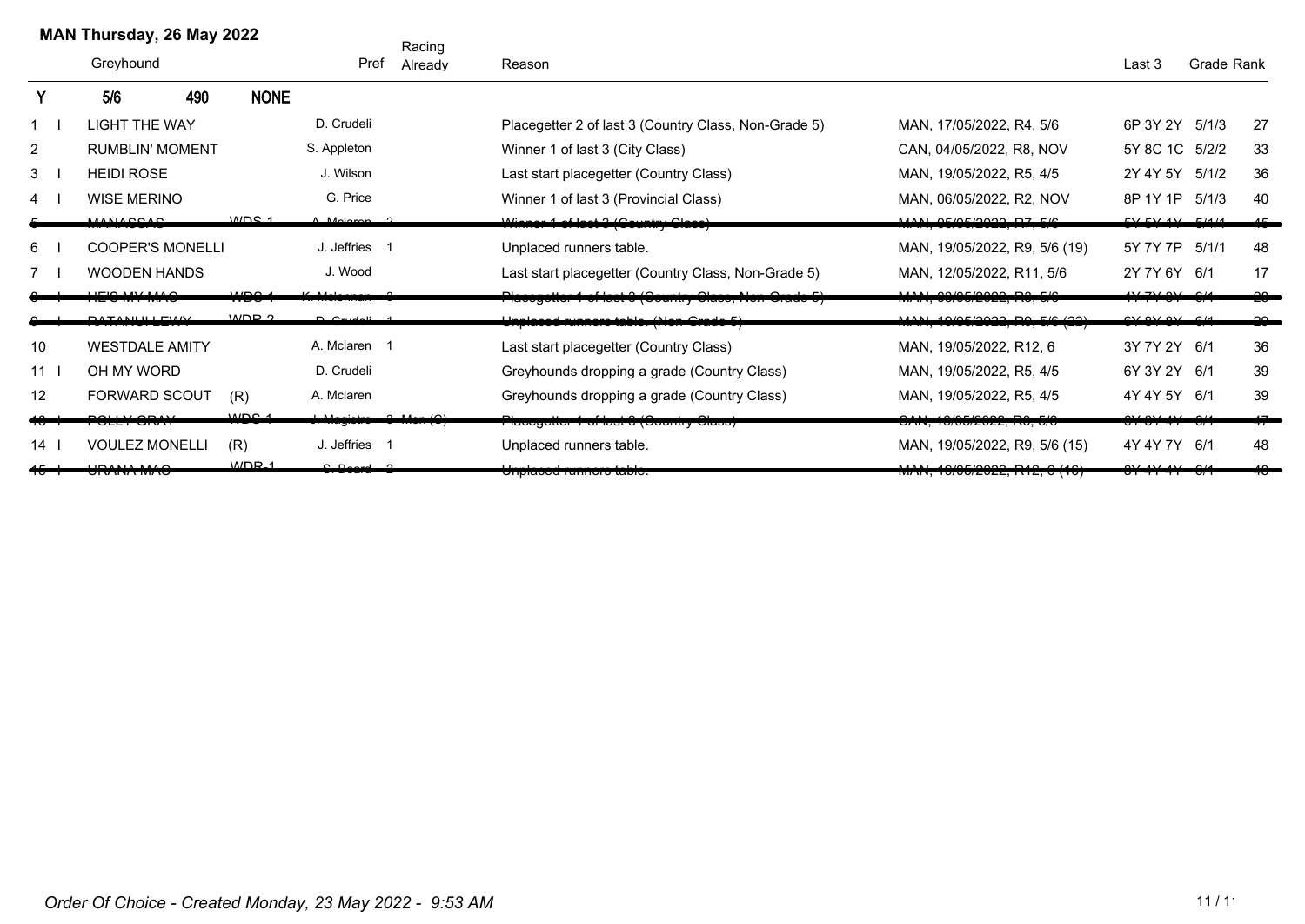## MAN Thursday, 26 May 2022

| | | Greyhound | | Pref | Racing Already | Reason | | Last 3 | Grade | Rank |
|---|---|---|---|---|---|---|---|---|---|---|
| **Y** | | **5/6** **490** | **NONE** | | | | | | | |
| 1 | I | LIGHT THE WAY | | D. Crudeli | | Placegetter 2 of last 3 (Country Class, Non-Grade 5) | MAN, 17/05/2022, R4, 5/6 | 6P 3Y 2Y | 5/1/3 | 27 |
| 2 | | RUMBLIN' MOMENT | | S. Appleton | | Winner 1 of last 3 (City Class) | CAN, 04/05/2022, R8, NOV | 5Y 8C 1C | 5/2/2 | 33 |
| 3 | I | HEIDI ROSE | | J. Wilson | | Last start placegetter (Country Class) | MAN, 19/05/2022, R5, 4/5 | 2Y 4Y 5Y | 5/1/2 | 36 |
| 4 | I | WISE MERINO | | G. Price | | Winner 1 of last 3 (Provincial Class) | MAN, 06/05/2022, R2, NOV | 8P 1Y 1P | 5/1/3 | 40 |
| ~~5~~ | | ~~MANASSAS~~ | ~~WDS 1~~ | ~~A. Mclaren~~ | ~~2~~ | ~~Winner 1 of last 3 (Country Class)~~ | ~~MAN, 05/05/2022, R7, 5/6~~ | ~~5Y 5Y 1Y~~ | ~~5/1/1~~ | ~~45~~ |
| 6 | I | COOPER'S MONELLI | | J. Jeffries | 1 | Unplaced runners table. | MAN, 19/05/2022, R9, 5/6 (19) | 5Y 7Y 7P | 5/1/1 | 48 |
| 7 | I | WOODEN HANDS | | J. Wood | | Last start placegetter (Country Class, Non-Grade 5) | MAN, 12/05/2022, R11, 5/6 | 2Y 7Y 6Y | 6/1 | 17 |
| ~~8~~ | I | ~~HE'S MY MAC~~ | ~~WDS 1~~ | ~~K. Mclennan~~ | ~~2~~ | ~~Placegetter 1 of last 3 (Country Class, Non-Grade 5)~~ | ~~MAN, 08/05/2022, R8, 5/6~~ | ~~4Y 7Y 8Y~~ | ~~6/1~~ | ~~28~~ |
| ~~9~~ | I | ~~PATANUI LEWY~~ | ~~WDR 2~~ | ~~D. Crudeli~~ | ~~1~~ | ~~Unplaced runners table. (Non-Grade 5)~~ | ~~MAN, 19/05/2022, R9, 5/6 (22)~~ | ~~6Y 8Y 8Y~~ | ~~6/1~~ | ~~30~~ |
| 10 | | WESTDALE AMITY | | A. Mclaren | 1 | Last start placegetter (Country Class) | MAN, 19/05/2022, R12, 6 | 3Y 7Y 2Y | 6/1 | 36 |
| 11 | I | OH MY WORD | | D. Crudeli | | Greyhounds dropping a grade (Country Class) | MAN, 19/05/2022, R5, 4/5 | 6Y 3Y 2Y | 6/1 | 39 |
| 12 | | FORWARD SCOUT | (R) | A. Mclaren | | Greyhounds dropping a grade (Country Class) | MAN, 19/05/2022, R5, 4/5 | 4Y 4Y 5Y | 6/1 | 39 |
| ~~13~~ | I | ~~POLLY GRAY~~ | ~~WDS 1~~ | ~~J. Magistro~~ | ~~2 Mon (C)~~ | ~~Placegetter 1 of last 3 (Country Class)~~ | ~~CAN, 16/05/2022, R6, 5/6~~ | ~~6Y 3Y 4Y~~ | ~~6/1~~ | ~~47~~ |
| 14 | I | VOULEZ MONELLI | (R) | J. Jeffries | 1 | Unplaced runners table. | MAN, 19/05/2022, R9, 5/6 (15) | 4Y 4Y 7Y | 6/1 | 48 |
| ~~15~~ | I | ~~URANA MAC~~ | ~~WDR 1~~ | ~~S. Beard~~ | ~~2~~ | ~~Unplaced runners table.~~ | ~~MAN, 16/05/2022, R12, 6 (16)~~ | ~~8Y 4Y 4Y~~ | ~~6/1~~ | ~~48~~ |

*Order Of Choice - Created Monday, 23 May 2022 - 9:53 AM*